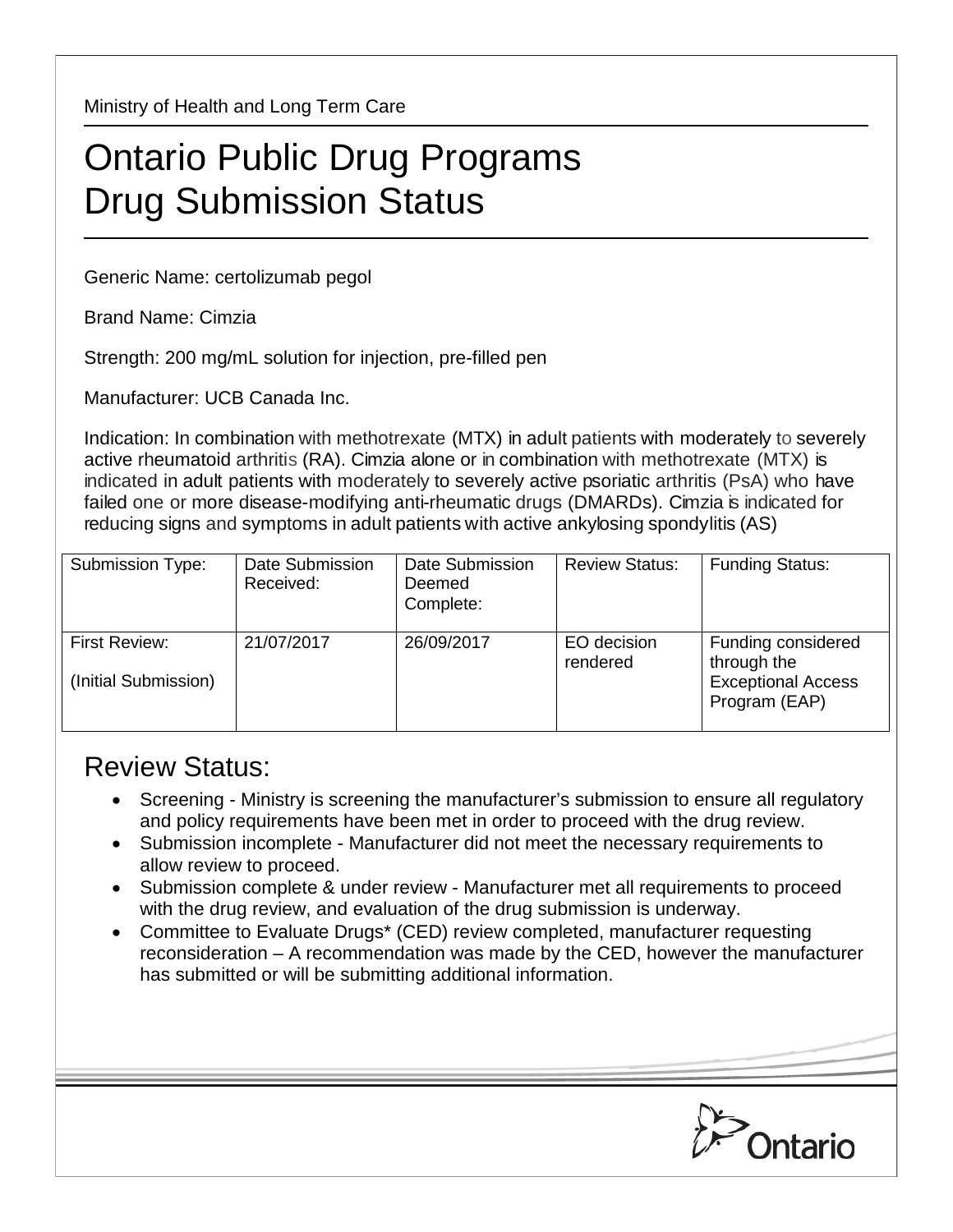Ministry of Health and Long Term Care

# Ontario Public Drug Programs Drug Submission Status

Generic Name: certolizumab pegol

Brand Name: Cimzia

Strength: 200 mg/mL solution for injection, pre-filled pen

Manufacturer: UCB Canada Inc.

Indication: In combination with methotrexate (MTX) in adult patients with moderately to severely active rheumatoid arthritis (RA). Cimzia alone or in combination with methotrexate (MTX) is indicated in adult patients with moderately to severely active psoriatic arthritis (PsA) who have failed one or more disease-modifying anti-rheumatic drugs (DMARDs). Cimzia is indicated for reducing signs and symptoms in adult patients with active ankylosing spondylitis (AS)

| Submission Type: | Date Submission Received: | Date Submission Deemed Complete: | Review Status: | Funding Status: |
| --- | --- | --- | --- | --- |
| First Review: (Initial Submission) | 21/07/2017 | 26/09/2017 | EO decision rendered | Funding considered through the Exceptional Access Program (EAP) |

## Review Status:

- Screening - Ministry is screening the manufacturer's submission to ensure all regulatory and policy requirements have been met in order to proceed with the drug review.
- Submission incomplete - Manufacturer did not meet the necessary requirements to allow review to proceed.
- Submission complete & under review - Manufacturer met all requirements to proceed with the drug review, and evaluation of the drug submission is underway.
- Committee to Evaluate Drugs* (CED) review completed, manufacturer requesting reconsideration – A recommendation was made by the CED, however the manufacturer has submitted or will be submitting additional information.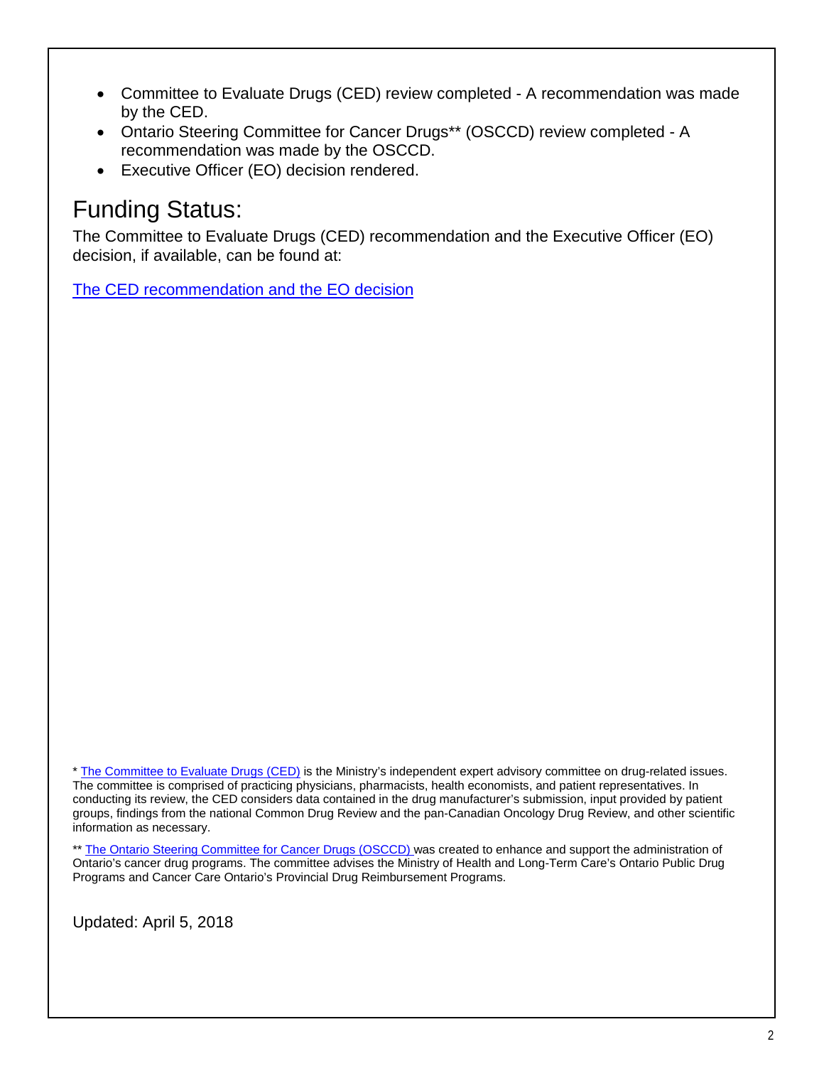- Committee to Evaluate Drugs (CED) review completed - A recommendation was made by the CED.
- Ontario Steering Committee for Cancer Drugs** (OSCCD) review completed - A recommendation was made by the OSCCD.
- Executive Officer (EO) decision rendered.

## Funding Status:

The Committee to Evaluate Drugs (CED) recommendation and the Executive Officer (EO) decision, if available, can be found at:

The CED recommendation and the EO decision

* The Committee to Evaluate Drugs (CED) is the Ministry's independent expert advisory committee on drug-related issues. The committee is comprised of practicing physicians, pharmacists, health economists, and patient representatives. In conducting its review, the CED considers data contained in the drug manufacturer's submission, input provided by patient groups, findings from the national Common Drug Review and the pan-Canadian Oncology Drug Review, and other scientific information as necessary.

** The Ontario Steering Committee for Cancer Drugs (OSCCD) was created to enhance and support the administration of Ontario's cancer drug programs. The committee advises the Ministry of Health and Long-Term Care's Ontario Public Drug Programs and Cancer Care Ontario's Provincial Drug Reimbursement Programs.

Updated: April 5, 2018